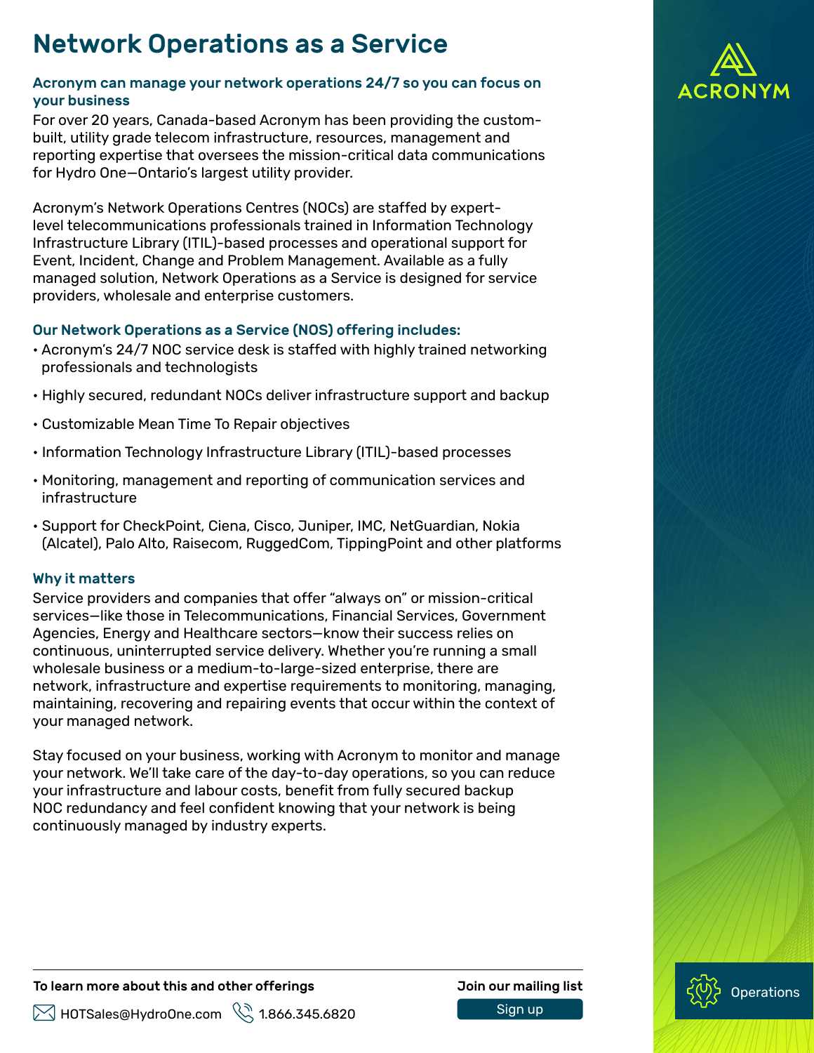# Network Operations as a Service

**Acronym can manage your network operations 24/7 so you can focus on your business**

For over 20 years, Canada-based Acronym has been providing the custom-built, utility grade telecom infrastructure, resources, management and reporting expertise that oversees the mission-critical data communications for Hydro One—Ontario's largest utility provider.

Acronym's Network Operations Centres (NOCs) are staffed by expert-level telecommunications professionals trained in Information Technology Infrastructure Library (ITIL)-based processes and operational support for Event, Incident, Change and Problem Management. Available as a fully managed solution, Network Operations as a Service is designed for service providers, wholesale and enterprise customers.

**Our Network Operations as a Service (NOS) offering includes:**

- Acronym's 24/7 NOC service desk is staffed with highly trained networking professionals and technologists
- Highly secured, redundant NOCs deliver infrastructure support and backup
- Customizable Mean Time To Repair objectives
- Information Technology Infrastructure Library (ITIL)-based processes
- Monitoring, management and reporting of communication services and infrastructure
- Support for CheckPoint, Ciena, Cisco, Juniper, IMC, NetGuardian, Nokia (Alcatel), Palo Alto, Raisecom, RuggedCom, TippingPoint and other platforms

**Why it matters**

Service providers and companies that offer "always on" or mission-critical services—like those in Telecommunications, Financial Services, Government Agencies, Energy and Healthcare sectors—know their success relies on continuous, uninterrupted service delivery. Whether you're running a small wholesale business or a medium-to-large-sized enterprise, there are network, infrastructure and expertise requirements to monitoring, managing, maintaining, recovering and repairing events that occur within the context of your managed network.

Stay focused on your business, working with Acronym to monitor and manage your network. We'll take care of the day-to-day operations, so you can reduce your infrastructure and labour costs, benefit from fully secured backup NOC redundancy and feel confident knowing that your network is being continuously managed by industry experts.

ACRONYM

Operations

**To learn more about this and other offerings**

HOTSales@HydroOne.com  1.866.345.6820

**Join our mailing list**

Sign up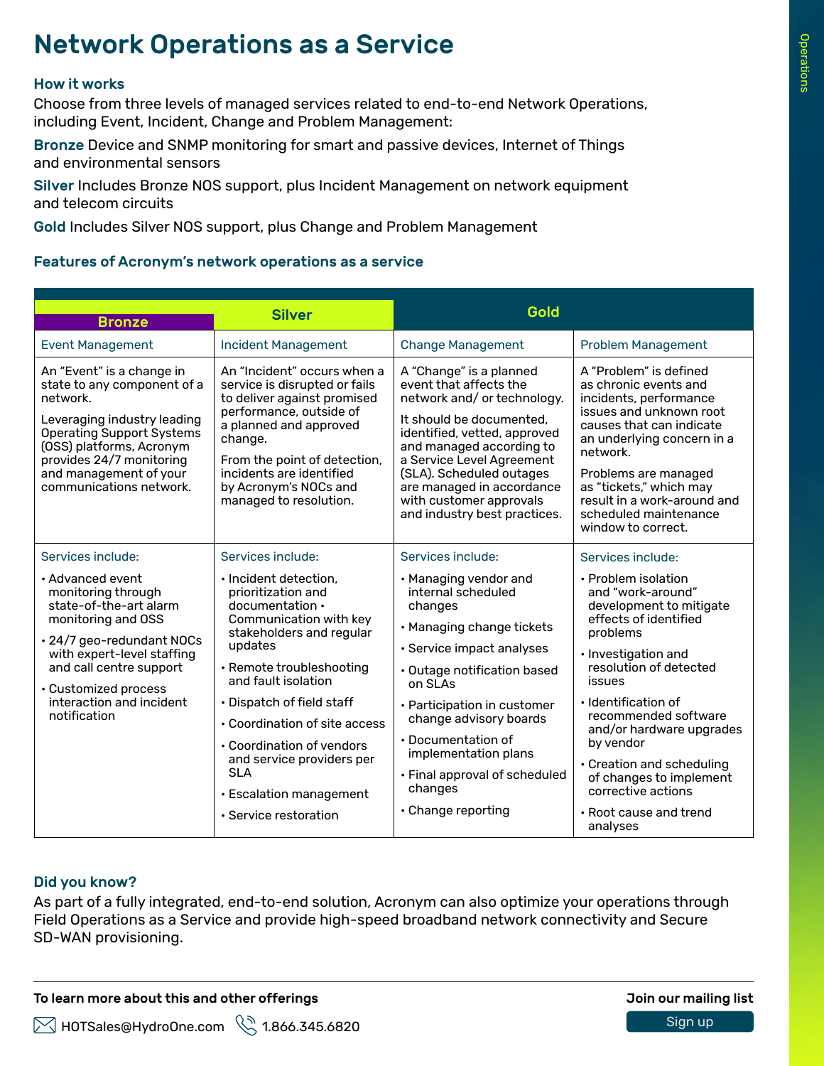# Network Operations as a Service

### How it works

Choose from three levels of managed services related to end-to-end Network Operations, including Event, Incident, Change and Problem Management:

**Bronze** Device and SNMP monitoring for smart and passive devices, Internet of Things and environmental sensors

**Silver** Includes Bronze NOS support, plus Incident Management on network equipment and telecom circuits

**Gold** Includes Silver NOS support, plus Change and Problem Management

### Features of Acronym's network operations as a service

| Bronze | Silver | Gold | |
|---|---|---|---|
| Event Management | Incident Management | Change Management | Problem Management |
| An "Event" is a change in state to any component of a network.<br><br>Leveraging industry leading Operating Support Systems (OSS) platforms, Acronym provides 24/7 monitoring and management of your communications network. | An "Incident" occurs when a service is disrupted or fails to deliver against promised performance, outside of a planned and approved change.<br><br>From the point of detection, incidents are identified by Acronym's NOCs and managed to resolution. | A "Change" is a planned event that affects the network and/ or technology.<br><br>It should be documented, identified, vetted, approved and managed according to a Service Level Agreement (SLA). Scheduled outages are managed in accordance with customer approvals and industry best practices. | A "Problem" is defined as chronic events and incidents, performance issues and unknown root causes that can indicate an underlying concern in a network.<br><br>Problems are managed as "tickets," which may result in a work-around and scheduled maintenance window to correct. |
| Services include:<br>• Advanced event monitoring through state-of-the-art alarm monitoring and OSS<br>• 24/7 geo-redundant NOCs with expert-level staffing and call centre support<br>• Customized process interaction and incident notification | Services include:<br>• Incident detection, prioritization and documentation • Communication with key stakeholders and regular updates<br>• Remote troubleshooting and fault isolation<br>• Dispatch of field staff<br>• Coordination of site access<br>• Coordination of vendors and service providers per SLA<br>• Escalation management<br>• Service restoration | Services include:<br>• Managing vendor and internal scheduled changes<br>• Managing change tickets<br>• Service impact analyses<br>• Outage notification based on SLAs<br>• Participation in customer change advisory boards<br>• Documentation of implementation plans<br>• Final approval of scheduled changes<br>• Change reporting | Services include:<br>• Problem isolation and "work-around" development to mitigate effects of identified problems<br>• Investigation and resolution of detected issues<br>• Identification of recommended software and/or hardware upgrades by vendor<br>• Creation and scheduling of changes to implement corrective actions<br>• Root cause and trend analyses |

### Did you know?

As part of a fully integrated, end-to-end solution, Acronym can also optimize your operations through Field Operations as a Service and provide high-speed broadband network connectivity and Secure SD-WAN provisioning.

**To learn more about this and other offerings**

HOTSales@HydroOne.com 1.866.345.6820

**Join our mailing list**

Sign up